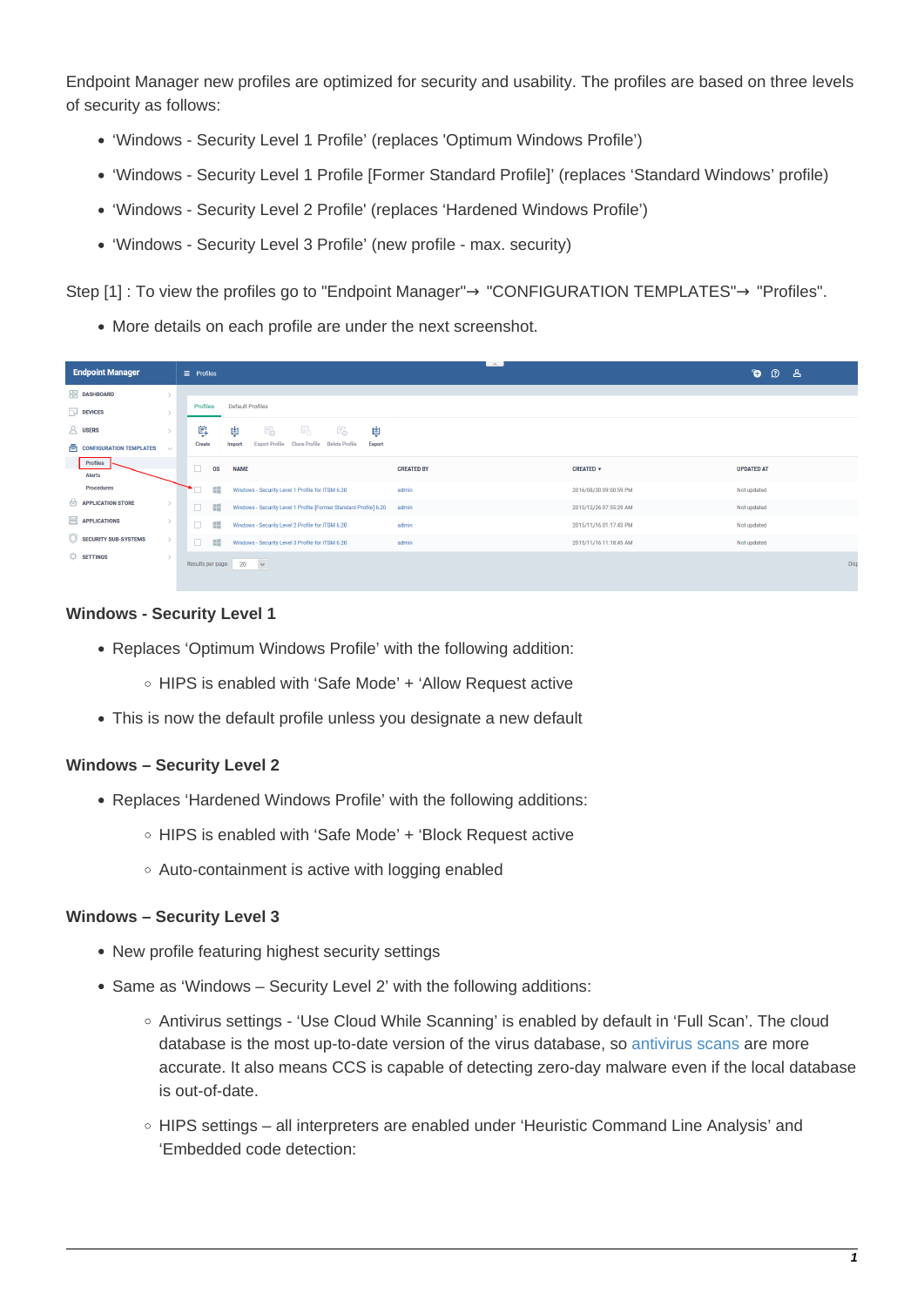Endpoint Manager new profiles are optimized for security and usability. The profiles are based on three levels of security as follows:

- ‘Windows - Security Level 1 Profile’ (replaces 'Optimum Windows Profile’)
- ‘Windows - Security Level 1 Profile [Former Standard Profile]’ (replaces ‘Standard Windows’ profile)
- ‘Windows - Security Level 2 Profile’ (replaces ‘Hardened Windows Profile’)
- ‘Windows - Security Level 3 Profile’ (new profile - max. security)

Step [1] : To view the profiles go to "Endpoint Manager"→ "CONFIGURATION TEMPLATES"→ "Profiles".

- More details on each profile are under the next screenshot.

### Windows - Security Level 1

- Replaces ‘Optimum Windows Profile’ with the following addition:
  - HIPS is enabled with ‘Safe Mode’ + ‘Allow Request active
- This is now the default profile unless you designate a new default

### Windows – Security Level 2

- Replaces ‘Hardened Windows Profile’ with the following additions:
  - HIPS is enabled with ‘Safe Mode’ + ‘Block Request active
  - Auto-containment is active with logging enabled

### Windows – Security Level 3

- New profile featuring highest security settings
- Same as ‘Windows – Security Level 2’ with the following additions:
  - Antivirus settings - ‘Use Cloud While Scanning’ is enabled by default in ‘Full Scan’. The cloud database is the most up-to-date version of the virus database, so antivirus scans are more accurate. It also means CCS is capable of detecting zero-day malware even if the local database is out-of-date.
  - HIPS settings – all interpreters are enabled under ‘Heuristic Command Line Analysis’ and ‘Embedded code detection: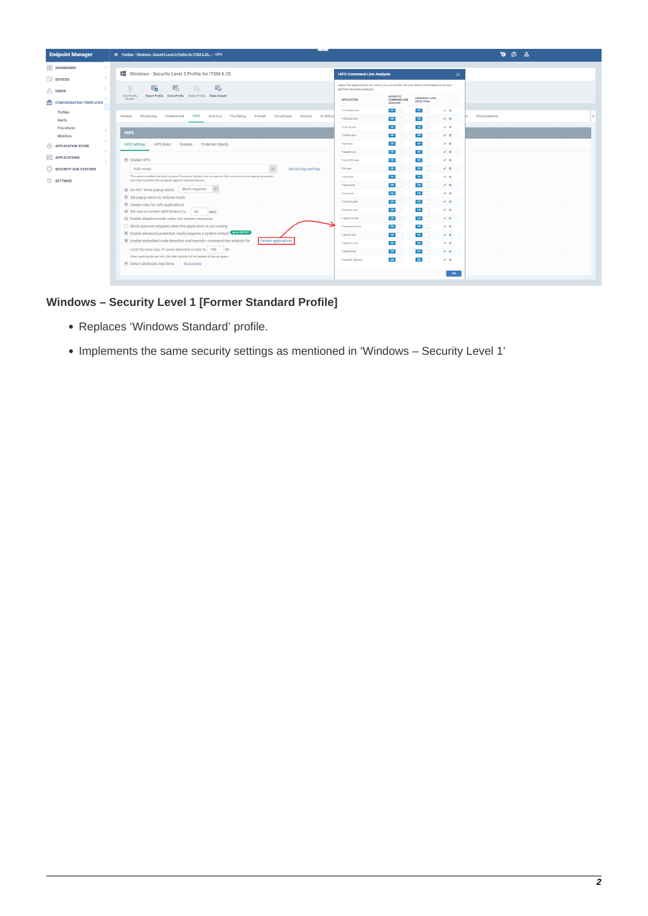## Windows – Security Level 1 [Former Standard Profile]

- Replaces ‘Windows Standard’ profile.
- Implements the same security settings as mentioned in ‘Windows – Security Level 1’